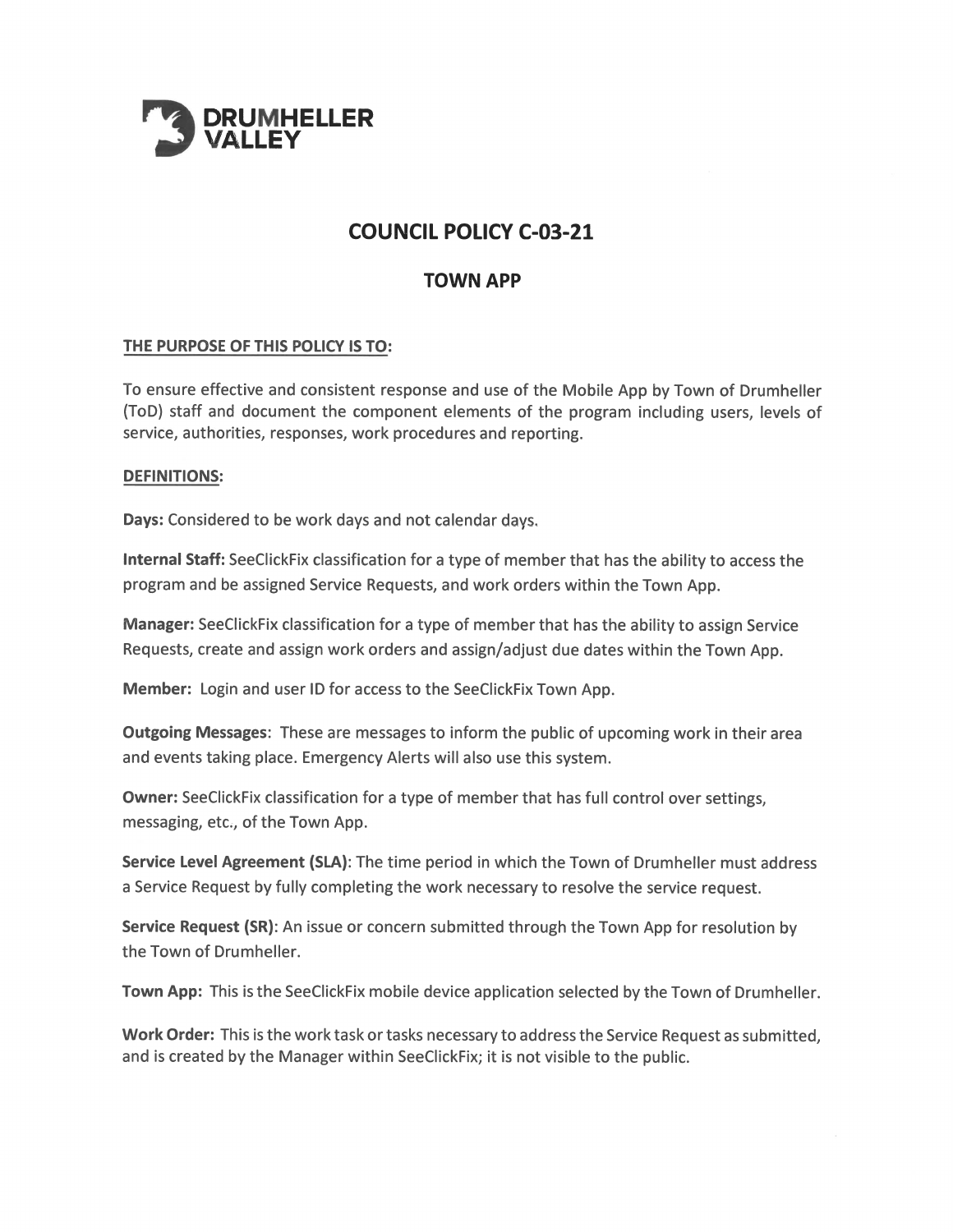**DRUMHELLER VALLEY**

# COUNCIL POLICY C-03-21

## TOWN APP

**THE PURPOSE OF THIS POLICY IS TO:**

To ensure effective and consistent response and use of the Mobile App by Town of Drumheller (ToD) staff and document the component elements of the program including users, levels of service, authorities, responses, work procedures and reporting.

**DEFINITIONS:**

**Days:** Considered to be work days and not calendar days.

**Internal Staff:** SeeClickFix classification for a type of member that has the ability to access the program and be assigned Service Requests, and work orders within the Town App.

**Manager:** SeeClickFix classification for a type of member that has the ability to assign Service Requests, create and assign work orders and assign/adjust due dates within the Town App.

**Member:** Login and user ID for access to the SeeClickFix Town App.

**Outgoing Messages**: These are messages to inform the public of upcoming work in their area and events taking place. Emergency Alerts will also use this system.

**Owner:** SeeClickFix classification for a type of member that has full control over settings, messaging, etc., of the Town App.

**Service Level Agreement (SLA)**: The time period in which the Town of Drumheller must address a Service Request by fully completing the work necessary to resolve the service request.

**Service Request (SR)**: An issue or concern submitted through the Town App for resolution by the Town of Drumheller.

**Town App:** This is the SeeClickFix mobile device application selected by the Town of Drumheller.

**Work Order:** This is the work task or tasks necessary to address the Service Request as submitted, and is created by the Manager within SeeClickFix; it is not visible to the public.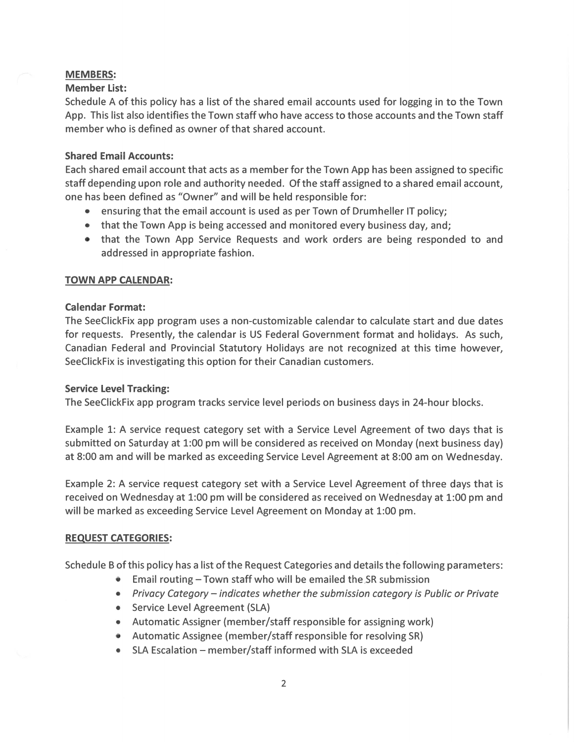## MEMBERS:

### Member List:

Schedule A of this policy has a list of the shared email accounts used for logging in to the Town App. This list also identifies the Town staff who have access to those accounts and the Town staff member who is defined as owner of that shared account.

### Shared Email Accounts:

Each shared email account that acts as a member for the Town App has been assigned to specific staff depending upon role and authority needed. Of the staff assigned to a shared email account, one has been defined as "Owner" and will be held responsible for:

- ensuring that the email account is used as per Town of Drumheller IT policy;
- that the Town App is being accessed and monitored every business day, and;
- that the Town App Service Requests and work orders are being responded to and addressed in appropriate fashion.

## TOWN APP CALENDAR:

### Calendar Format:

The SeeClickFix app program uses a non-customizable calendar to calculate start and due dates for requests. Presently, the calendar is US Federal Government format and holidays. As such, Canadian Federal and Provincial Statutory Holidays are not recognized at this time however, SeeClickFix is investigating this option for their Canadian customers.

### Service Level Tracking:

The SeeClickFix app program tracks service level periods on business days in 24-hour blocks.

Example 1: A service request category set with a Service Level Agreement of two days that is submitted on Saturday at 1:00 pm will be considered as received on Monday (next business day) at 8:00 am and will be marked as exceeding Service Level Agreement at 8:00 am on Wednesday.

Example 2: A service request category set with a Service Level Agreement of three days that is received on Wednesday at 1:00 pm will be considered as received on Wednesday at 1:00 pm and will be marked as exceeding Service Level Agreement on Monday at 1:00 pm.

## REQUEST CATEGORIES:

Schedule B of this policy has a list of the Request Categories and details the following parameters:

- Email routing – Town staff who will be emailed the SR submission
- *Privacy Category – indicates whether the submission category is Public or Private*
- Service Level Agreement (SLA)
- Automatic Assigner (member/staff responsible for assigning work)
- Automatic Assignee (member/staff responsible for resolving SR)
- SLA Escalation – member/staff informed with SLA is exceeded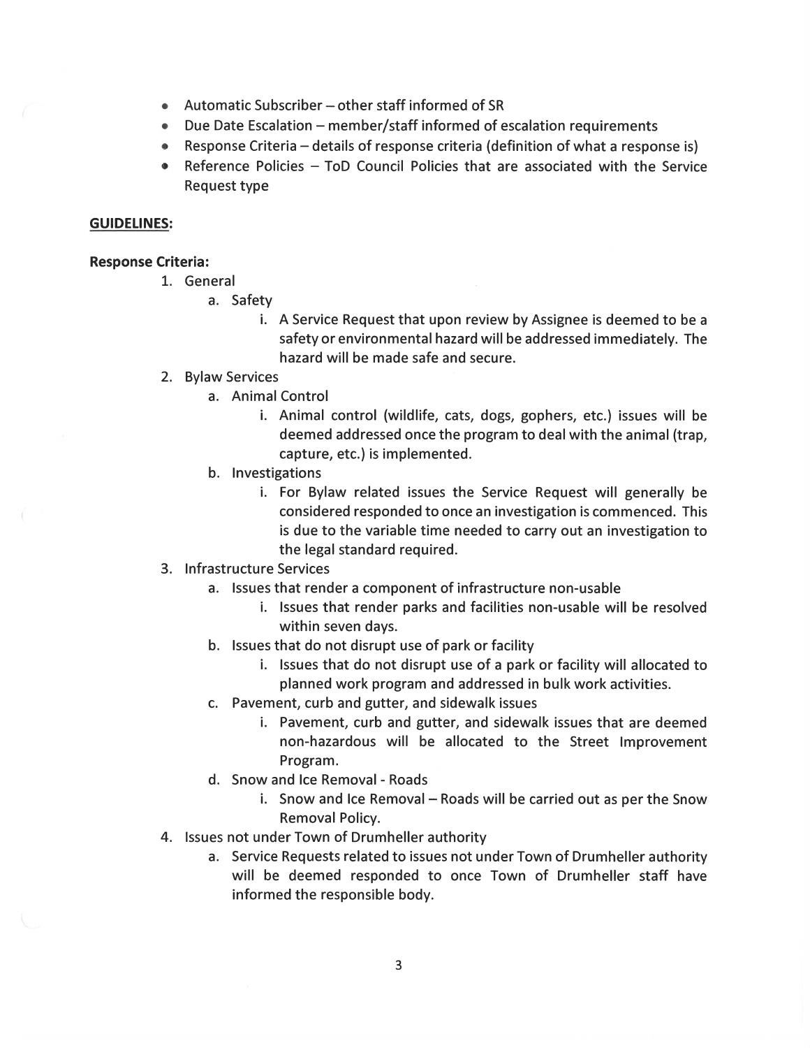- Automatic Subscriber – other staff informed of SR
- Due Date Escalation – member/staff informed of escalation requirements
- Response Criteria – details of response criteria (definition of what a response is)
- Reference Policies – ToD Council Policies that are associated with the Service Request type

**GUIDELINES:**

**Response Criteria:**

1. General
    a. Safety
        i. A Service Request that upon review by Assignee is deemed to be a safety or environmental hazard will be addressed immediately. The hazard will be made safe and secure.
2. Bylaw Services
    a. Animal Control
        i. Animal control (wildlife, cats, dogs, gophers, etc.) issues will be deemed addressed once the program to deal with the animal (trap, capture, etc.) is implemented.
    b. Investigations
        i. For Bylaw related issues the Service Request will generally be considered responded to once an investigation is commenced. This is due to the variable time needed to carry out an investigation to the legal standard required.
3. Infrastructure Services
    a. Issues that render a component of infrastructure non-usable
        i. Issues that render parks and facilities non-usable will be resolved within seven days.
    b. Issues that do not disrupt use of park or facility
        i. Issues that do not disrupt use of a park or facility will allocated to planned work program and addressed in bulk work activities.
    c. Pavement, curb and gutter, and sidewalk issues
        i. Pavement, curb and gutter, and sidewalk issues that are deemed non-hazardous will be allocated to the Street Improvement Program.
    d. Snow and Ice Removal - Roads
        i. Snow and Ice Removal – Roads will be carried out as per the Snow Removal Policy.
4. Issues not under Town of Drumheller authority
    a. Service Requests related to issues not under Town of Drumheller authority will be deemed responded to once Town of Drumheller staff have informed the responsible body.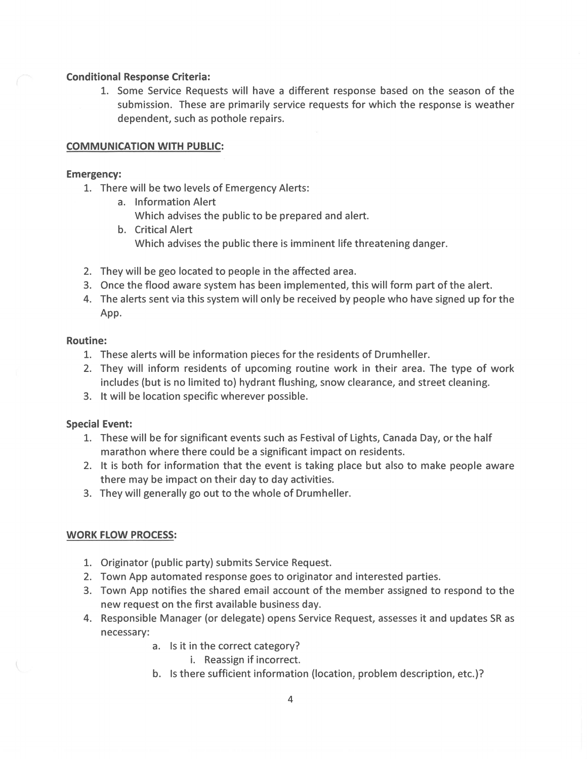**Conditional Response Criteria:**

1. Some Service Requests will have a different response based on the season of the submission. These are primarily service requests for which the response is weather dependent, such as pothole repairs.

## COMMUNICATION WITH PUBLIC:

**Emergency:**

1. There will be two levels of Emergency Alerts:
   a. Information Alert
      Which advises the public to be prepared and alert.
   b. Critical Alert
      Which advises the public there is imminent life threatening danger.

2. They will be geo located to people in the affected area.
3. Once the flood aware system has been implemented, this will form part of the alert.
4. The alerts sent via this system will only be received by people who have signed up for the App.

**Routine:**

1. These alerts will be information pieces for the residents of Drumheller.
2. They will inform residents of upcoming routine work in their area. The type of work includes (but is no limited to) hydrant flushing, snow clearance, and street cleaning.
3. It will be location specific wherever possible.

**Special Event:**

1. These will be for significant events such as Festival of Lights, Canada Day, or the half marathon where there could be a significant impact on residents.
2. It is both for information that the event is taking place but also to make people aware there may be impact on their day to day activities.
3. They will generally go out to the whole of Drumheller.

## WORK FLOW PROCESS:

1. Originator (public party) submits Service Request.
2. Town App automated response goes to originator and interested parties.
3. Town App notifies the shared email account of the member assigned to respond to the new request on the first available business day.
4. Responsible Manager (or delegate) opens Service Request, assesses it and updates SR as necessary:
   a. Is it in the correct category?
      i. Reassign if incorrect.
   b. Is there sufficient information (location, problem description, etc.)?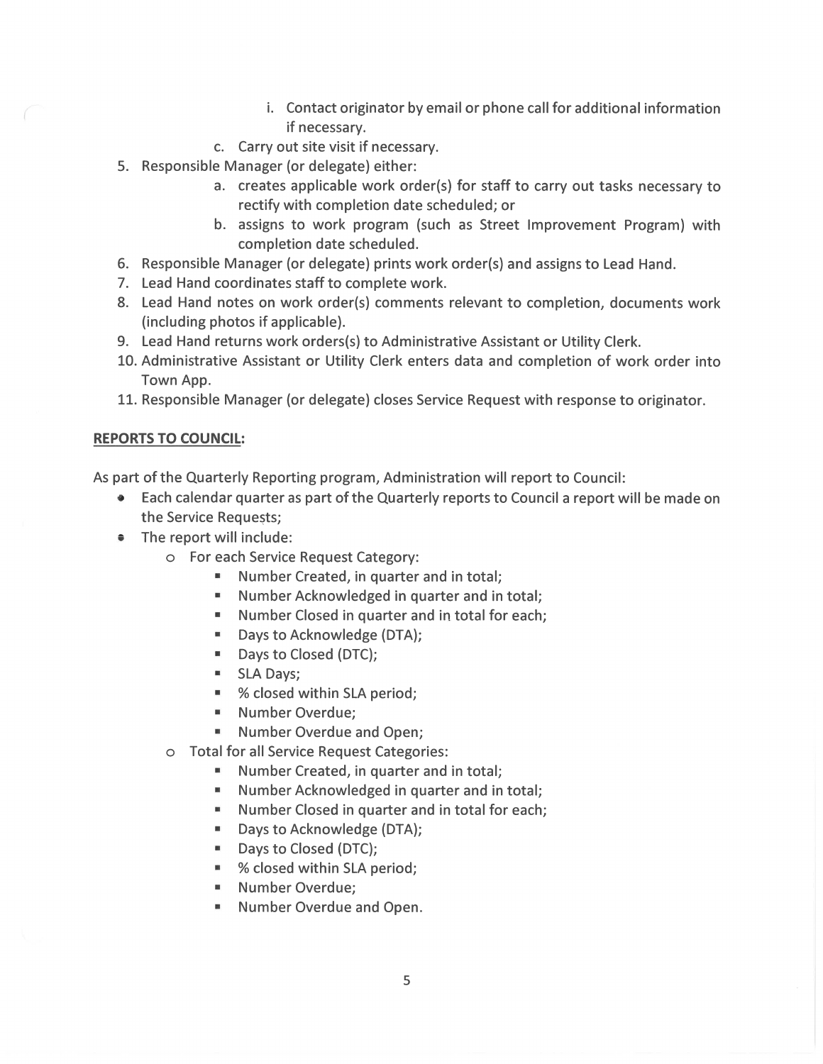i. Contact originator by email or phone call for additional information if necessary.

   c. Carry out site visit if necessary.

5. Responsible Manager (or delegate) either:
   a. creates applicable work order(s) for staff to carry out tasks necessary to rectify with completion date scheduled; or
   b. assigns to work program (such as Street Improvement Program) with completion date scheduled.
6. Responsible Manager (or delegate) prints work order(s) and assigns to Lead Hand.
7. Lead Hand coordinates staff to complete work.
8. Lead Hand notes on work order(s) comments relevant to completion, documents work (including photos if applicable).
9. Lead Hand returns work orders(s) to Administrative Assistant or Utility Clerk.
10. Administrative Assistant or Utility Clerk enters data and completion of work order into Town App.
11. Responsible Manager (or delegate) closes Service Request with response to originator.

**REPORTS TO COUNCIL:**

As part of the Quarterly Reporting program, Administration will report to Council:

- Each calendar quarter as part of the Quarterly reports to Council a report will be made on the Service Requests;
- The report will include:
  - For each Service Request Category:
    - Number Created, in quarter and in total;
    - Number Acknowledged in quarter and in total;
    - Number Closed in quarter and in total for each;
    - Days to Acknowledge (DTA);
    - Days to Closed (DTC);
    - SLA Days;
    - % closed within SLA period;
    - Number Overdue;
    - Number Overdue and Open;
  - Total for all Service Request Categories:
    - Number Created, in quarter and in total;
    - Number Acknowledged in quarter and in total;
    - Number Closed in quarter and in total for each;
    - Days to Acknowledge (DTA);
    - Days to Closed (DTC);
    - % closed within SLA period;
    - Number Overdue;
    - Number Overdue and Open.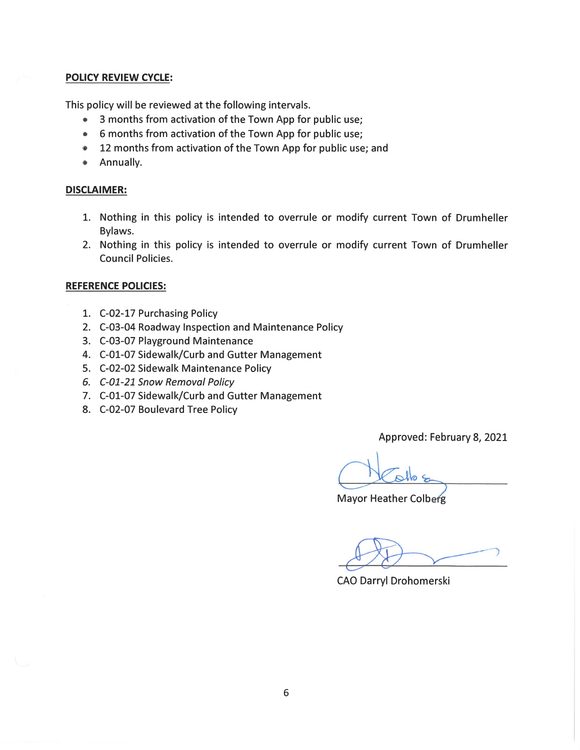**POLICY REVIEW CYCLE:**

This policy will be reviewed at the following intervals.

- 3 months from activation of the Town App for public use;
- 6 months from activation of the Town App for public use;
- 12 months from activation of the Town App for public use; and
- Annually.

**DISCLAIMER:**

1. Nothing in this policy is intended to overrule or modify current Town of Drumheller Bylaws.
2. Nothing in this policy is intended to overrule or modify current Town of Drumheller Council Policies.

**REFERENCE POLICIES:**

1. C-02-17 Purchasing Policy
2. C-03-04 Roadway Inspection and Maintenance Policy
3. C-03-07 Playground Maintenance
4. C-01-07 Sidewalk/Curb and Gutter Management
5. C-02-02 Sidewalk Maintenance Policy
6. *C-01-21 Snow Removal Policy*
7. C-01-07 Sidewalk/Curb and Gutter Management
8. C-02-07 Boulevard Tree Policy

Approved: February 8, 2021

Mayor Heather Colberg

CAO Darryl Drohomerski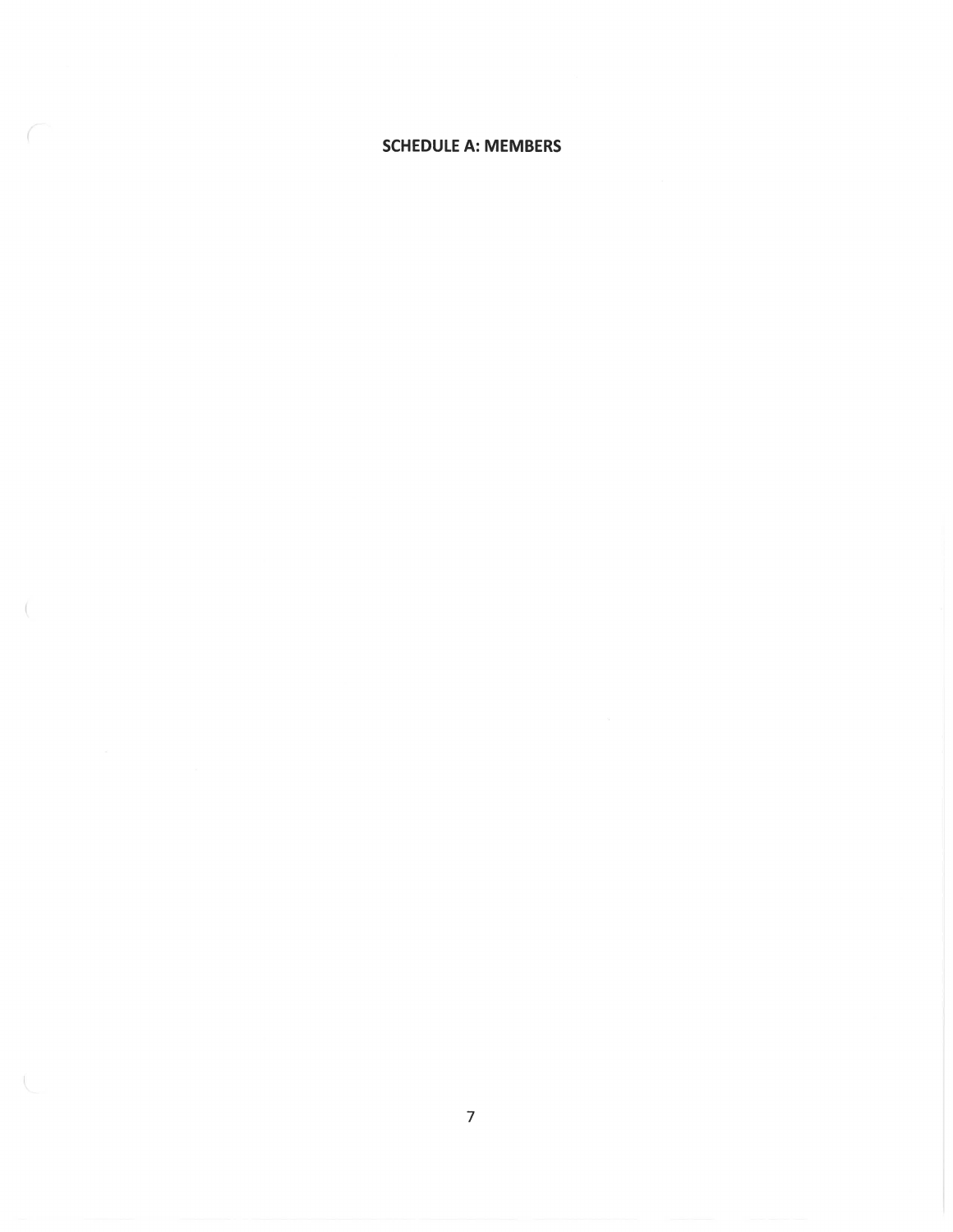## SCHEDULE A: MEMBERS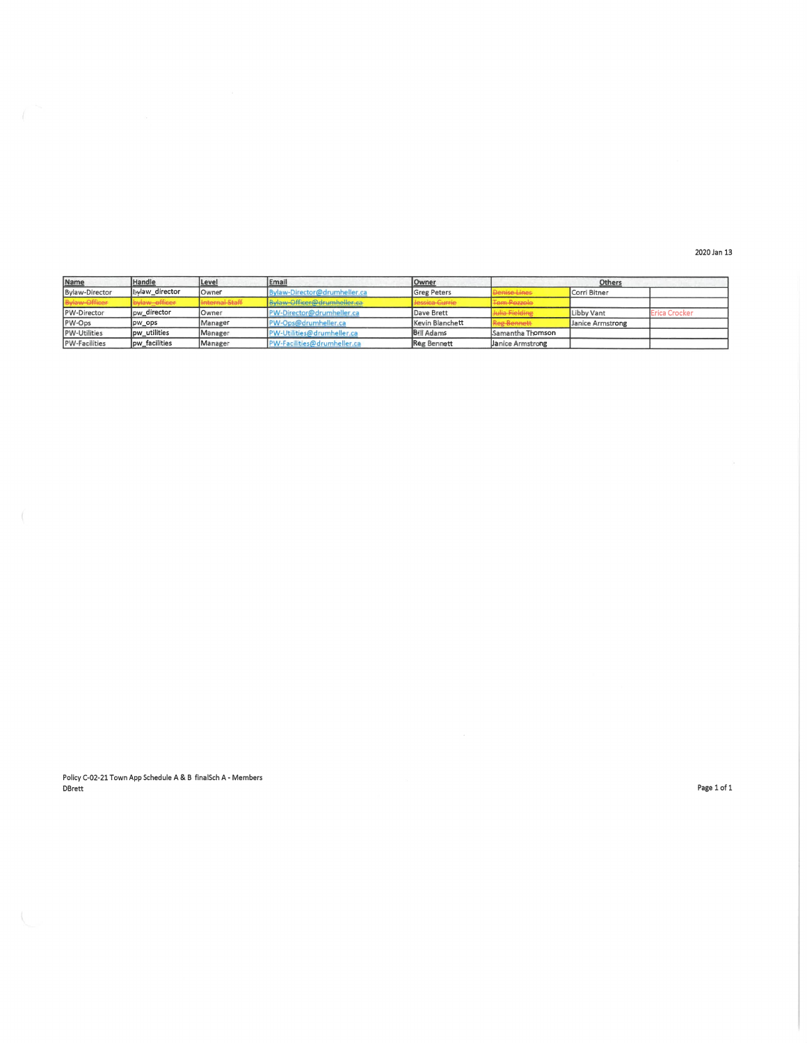2020 Jan 13

| Name | Handle | Level | Email | Owner | Others | | |
|---|---|---|---|---|---|---|---|
| Bylaw-Director | bylaw_director | Owner | Bylaw-Director@drumheller.ca | Greg Peters | ~~Denise Lines~~ | Corri Bitner | |
| ~~Bylaw-Officer~~ | ~~bylaw_officer~~ | ~~Internal Staff~~ | ~~Bylaw-Officer@drumheller.ca~~ | ~~Jessica Currie~~ | ~~Tom Pozzolo~~ | | |
| PW-Director | pw_director | Owner | PW-Director@drumheller.ca | Dave Brett | ~~Julia Fielding~~ | Libby Vant | Erica Crocker |
| PW-Ops | pw_ops | Manager | PW-Ops@drumheller.ca | Kevin Blanchett | ~~Reg Bennett~~ | Janice Armstrong | |
| PW-Utilities | pw_utilities | Manager | PW-Utilities@drumheller.ca | Bril Adams | Samantha Thomson | | |
| PW-Facilities | pw_facilities | Manager | PW-Facilities@drumheller.ca | Reg Bennett | Janice Armstrong | | |

Policy C-02-21 Town App Schedule A & B finalSch A - Members
DBrett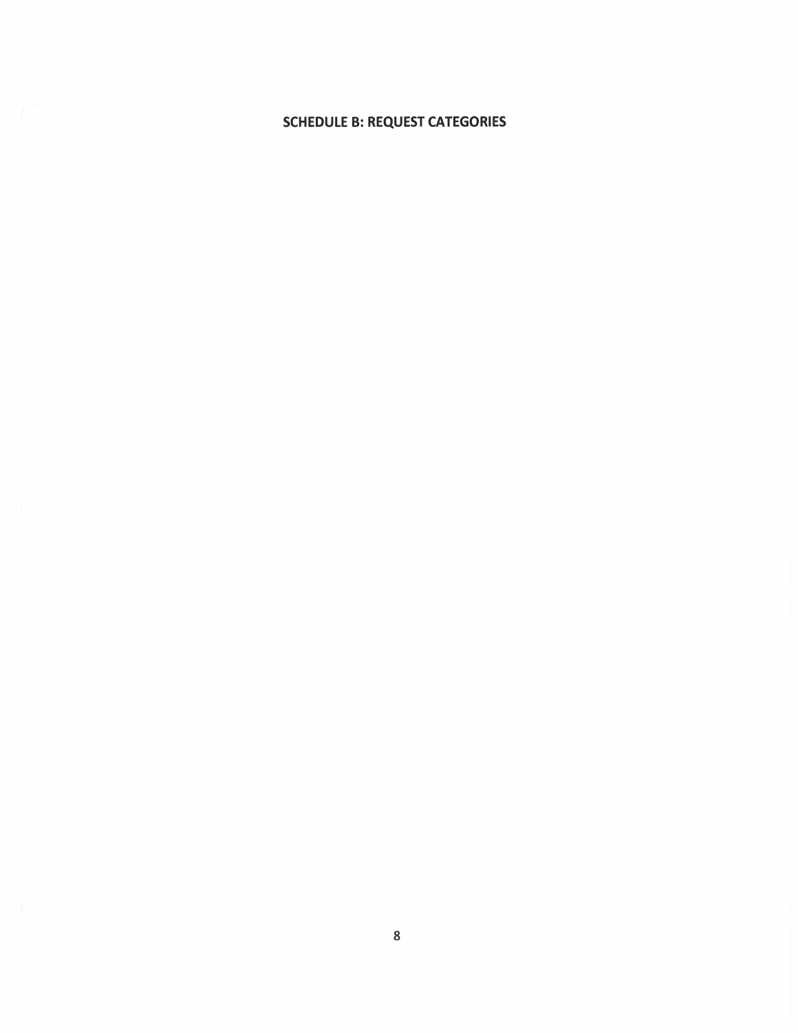## SCHEDULE B: REQUEST CATEGORIES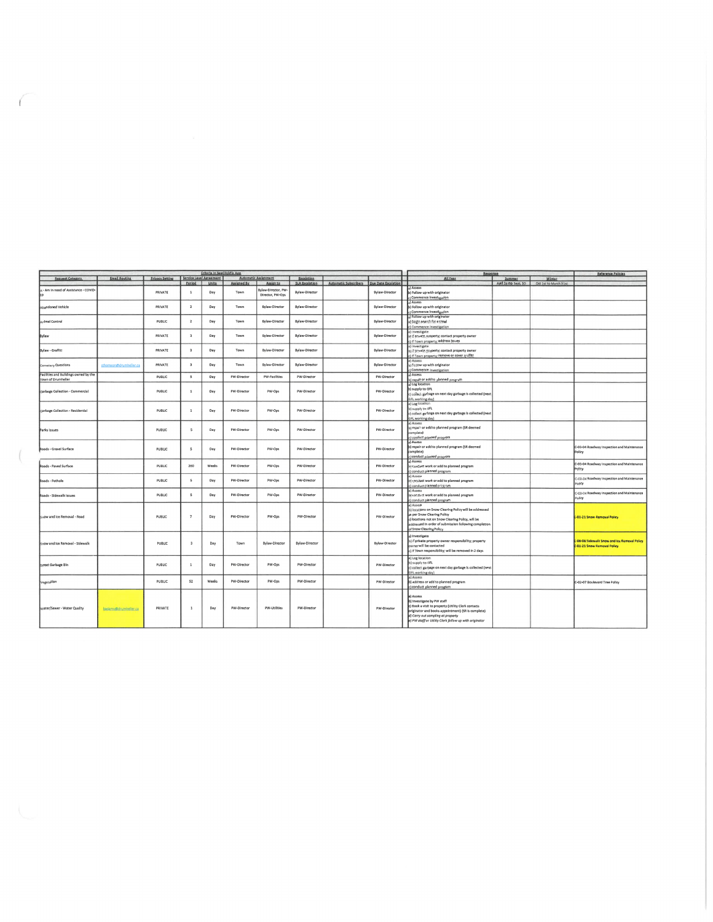| Criteria in SeeClickFix App | | | | | | | | | | Response | | | Reference Policies |
|---|---|---|---|---|---|---|---|---|---|---|---|---|---|
| Request Category | Email Routing | Privacy Setting | Service Level Agreement | | Automatic Assignment | | Escalation | | | All Year | Summer | Winter | |
| | | | Period | Units | Assigned By | Assign to | SLA Escalation | Automatic Subscribers | Due Date Escalation | | April 1st to Sept. 30 | Oct 1st to March 31st | |
| A - Am in need of Assistance - COVID-19 | | PRIVATE | 1 | Day | Town | Bylaw-Director, PW-Director, PW-Ops | Bylaw-Director | | Bylaw-Director | a) Assess<br>b) Follow up with originator<br>c) Commence investigation | | | |
| Abandoned Vehicle | | PRIVATE | 2 | Day | Town | Bylaw-Director | Bylaw-Director | | Bylaw-Director | a) Assess<br>b) Follow up with originator<br>c) Commence investigation | | | |
| Animal Control | | PUBLIC | 2 | Day | Town | Bylaw-Director | Bylaw-Director | | Bylaw-Director | a) Follow up with originator<br>b) begin search for animal<br>c) Commence investigation | | | |
| Bylaw | | PRIVATE | 3 | Day | Town | Bylaw-Director | Bylaw-Director | | Bylaw-Director | a) Investigate<br>b) if private property: contact property owner<br>c) if Town property: address issues | | | |
| Bylaw - Graffiti | | PRIVATE | 3 | Day | Town | Bylaw-Director | Bylaw-Director | | Bylaw-Director | a) Investigate<br>b) if private property: contact property owner<br>c) if Town property: remove or cover graffiti | | | |
| Cemetery Questions | cthomson@drumheller.ca | PRIVATE | 3 | Day | Town | Bylaw-Director | Bylaw-Director | | Bylaw-Director | a) Assess<br>b) follow up with originator<br>c) Commence investigation | | | |
| Facilities and Buildings owned by the Town of Drumheller | | PUBLIC | 5 | Day | PW-Director | PW-Facilities | PW-Director | | PW-Director | a) Assess<br>b) repair or add to planned program | | | |
| Garbage Collection - Commercial | | PUBLIC | 1 | Day | PW-Director | PW-Ops | PW-Director | | PW-Director | a) Log location<br>b) supply to GFL<br>c) collect garbage on next day garbage is collected (next GFL working day) | | | |
| Garbage Collection - Residential | | PUBLIC | 1 | Day | PW-Director | PW-Ops | PW-Director | | PW-Director | a) Log location<br>b) supply to GFL<br>c) collect garbage on next day garbage is collected (next GFL working day) | | | |
| Parks Issues | | PUBLIC | 5 | Day | PW-Director | PW-Ops | PW-Director | | PW-Director | a) Assess<br>b) repair or add to planned program (SR deemed complete)<br>c) conduct planned program | | | |
| Roads - Gravel Surface | | PUBLIC | 5 | Day | PW-Director | PW-Ops | PW-Director | | PW-Director | a) Assess<br>b) repair or add to planned program (SR deemed complete)<br>c) conduct planned program | | | C-03-04 Roadway Inspection and Maintenance Policy |
| Roads - Paved Surface | | PUBLIC | 260 | Weeks | PW-Director | PW-Ops | PW-Director | | PW-Director | a) Assess<br>b) conduct work or add to planned program<br>c) conduct planned program | | | C-03-04 Roadway Inspection and Maintenance Policy |
| Roads - Pothole | | PUBLIC | 5 | Day | PW-Director | PW-Ops | PW-Director | | PW-Director | a) Assess<br>b) conduct work or add to planned program<br>c) conduct planned program | | | C-03-04 Roadway Inspection and Maintenance Policy |
| Roads - Sidewalk Issues | | PUBLIC | 5 | Day | PW-Director | PW-Ops | PW-Director | | PW-Director | a) Assess<br>b) conduct work or add to planned program<br>c) conduct planned program | | | C-03-04 Roadway Inspection and Maintenance Policy |
| Snow and Ice Removal - Road | | PUBLIC | 7 | Day | PW-Director | PW-Ops | PW-Director | | PW-Director | a) Assess<br>b) locations on Snow Clearing Policy will be addressed as per Snow Clearing Policy<br>c) locations not on Snow Clearing Policy, will be addressed in order of submission following completion of Snow Clearing Policy | | | C-01-21 Snow Removal Policy |
| Snow and Ice Removal - Sidewalk | | PUBLIC | 3 | Day | Town | Bylaw-Director | Bylaw-Director | | Bylaw-Director | a) Investigate<br>b) if private property owner responsibility; property owner will be contacted<br>c) if Town responsibility; will be removed in 2 days | | | C-06-08 Sidewalk Snow and Ice Removal Policy<br>C-01-21 Snow Removal Policy |
| Street Garbage Bin | | PUBLIC | 1 | Day | PW-Director | PW-Ops | PW-Director | | PW-Director | a) Log location<br>b) supply to GFL<br>c) collect garbage on next day garbage is collected (next GFL working day) | | | |
| Vegetation | | PUBLIC | 52 | Weeks | PW-Director | PW-Ops | PW-Director | | PW-Director | a) Assess<br>b) address or add to planned program<br>c) conduct planned program | | | C-02-07 Boulevard Tree Policy |
| Water/Sewer - Water Quality | badams@drumheller.ca | PRIVATE | 1 | Day | PW-Director | PW-Utilities | PW-Director | | PW-Director | a) Assess<br>b) Investigate by PW staff<br>c) Book a visit to property (Utility Clerk contacts originator and books appointment) (SR is complete)<br>d) *Carry out sampling at property*<br>e) *PW staff or Utility Clerk follow up with originator* | | | |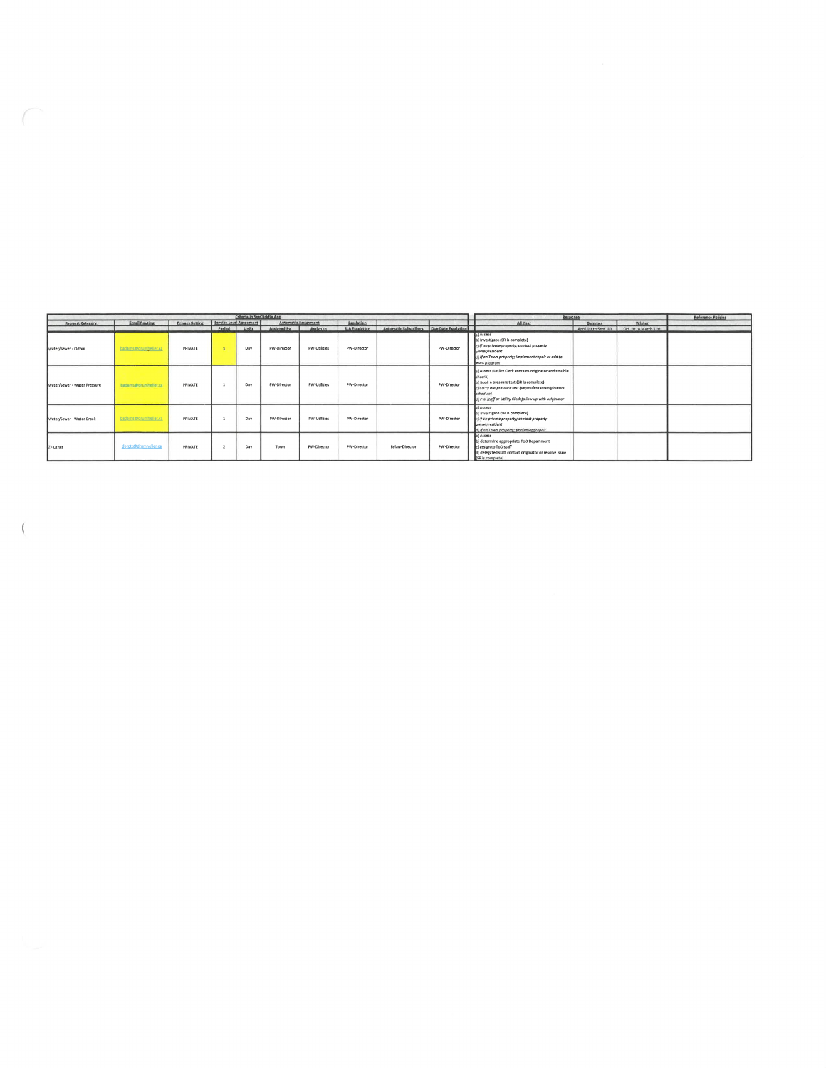| Criteria in SeeClickFix App | | | | | | | | | | Response | | | Reference Policies |
|---|---|---|---|---|---|---|---|---|---|---|---|---|---|
| Request Category | Email Routing | Privacy Setting | Service Level Agreement | | Automatic Assignment | | Escalation | | | All Year | Summer | Winter | |
| | | | Period | Units | Assigned By | Assign to | SLA Escalation | Automatic Subscribers | Due Date Escalation | | April 1st to Sept. 30 | Oct. 1st to March 31st | |
| Water/Sewer - Odour | badams@drumheller.ca | PRIVATE | 1 | Day | PW-Director | PW-Utilities | PW-Director | | PW-Director | a) Assess<br>b) Investigate (SR is complete)<br>*c) If on private property; contact property owner/resident*<br>*d) If on Town property; implement repair or add to work program* | | | |
| Water/Sewer - Water Pressure | badams@drumheller.ca | PRIVATE | 1 | Day | PW-Director | PW-Utilities | PW-Director | | PW-Director | a) Assess (Utility Clerk contacts originator and trouble shoots)<br>b) Book a pressure test (SR is complete)<br>*c) Carry out pressure test (dependent on originators schedule)*<br>*d) PW staff or Utility Clerk follow up with originator* | | | |
| Water/Sewer - Water Break | badams@drumheller.ca | PRIVATE | 1 | Day | PW-Director | PW-Utilities | PW-Director | | PW-Director | a) Assess<br>b) Investigate (SR is complete)<br>*c) If on private property; contact property owner/resident*<br>*d) If on Town property; implement repair* | | | |
| Z - Other | dlyett@drumheller.ca | PRIVATE | 2 | Day | Town | PW-Director | PW-Director | Bylaw-Director | PW-Director | a) Assess<br>b) determine appropriate ToD Department<br>c) assign to ToD staff<br>d) delegated staff contact originator or resolve issue (SR is complete) | | | |